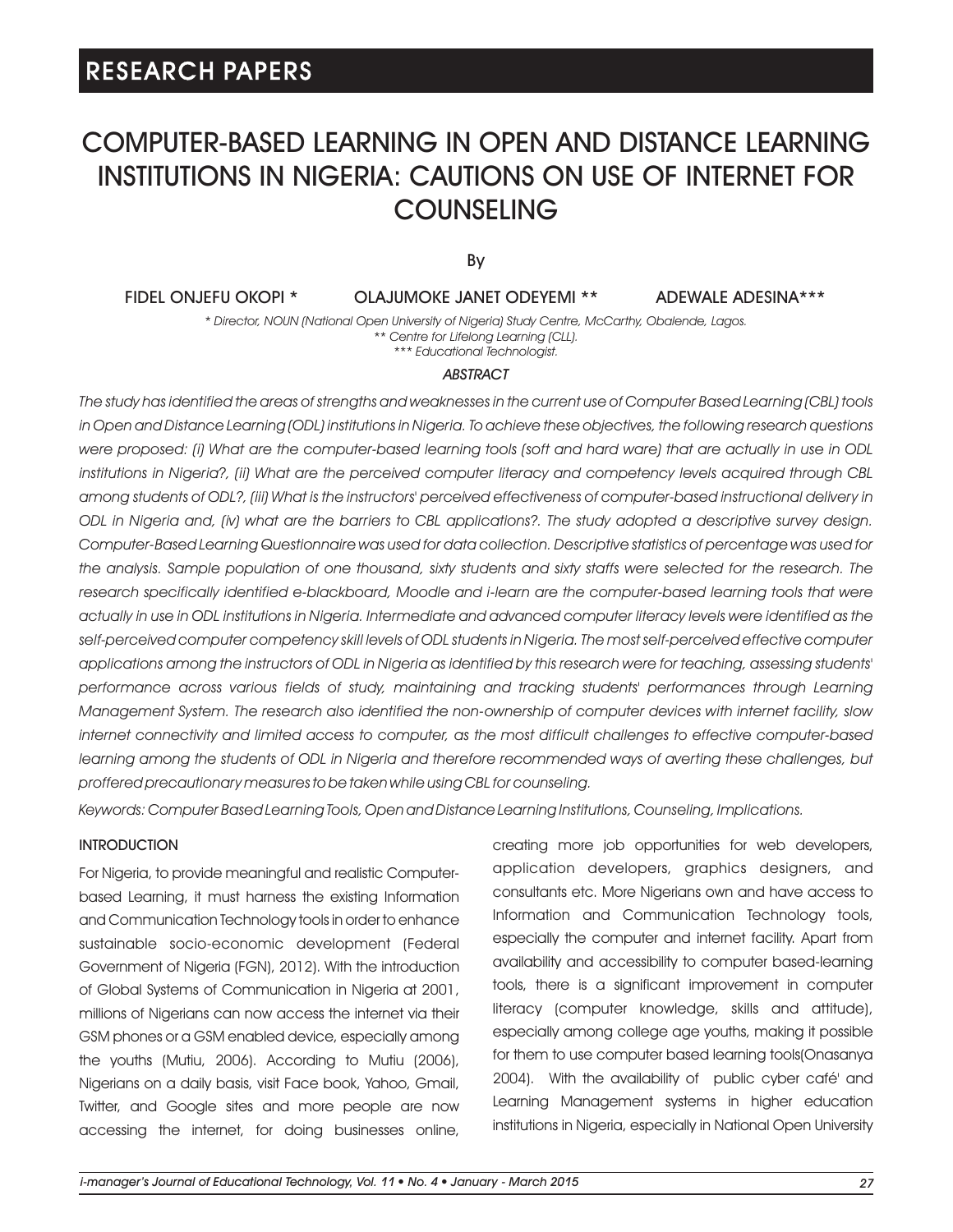RESEARCH PAPERS

# COMPUTER-BASED LEARNING IN OPEN AND DISTANCE LEARNING INSTITUTIONS IN NIGERIA: CAUTIONS ON USE OF INTERNET FOR COUNSELING

By

FIDEL ONJEFU OKOPI * OLAJUMOKE JANET ODEYEMI ** ADEWALE ADESINA***

*\* Director, NOUN (National Open University of Nigeria) Study Centre, McCarthy, Obalende, Lagos.*
*\*\* Centre for Lifelong Learning (CLL).*
*\*\*\* Educational Technologist.*

### ABSTRACT

*The study has identified the areas of strengths and weaknesses in the current use of Computer Based Learning (CBL) tools in Open and Distance Learning (ODL) institutions in Nigeria. To achieve these objectives, the following research questions were proposed: (i) What are the computer-based learning tools (soft and hard ware) that are actually in use in ODL institutions in Nigeria?, (ii) What are the perceived computer literacy and competency levels acquired through CBL among students of ODL?, (iii) What is the instructors' perceived effectiveness of computer-based instructional delivery in ODL in Nigeria and, (iv) what are the barriers to CBL applications?. The study adopted a descriptive survey design. Computer-Based Learning Questionnaire was used for data collection. Descriptive statistics of percentage was used for the analysis. Sample population of one thousand, sixty students and sixty staffs were selected for the research. The research specifically identified e-blackboard, Moodle and i-learn are the computer-based learning tools that were actually in use in ODL institutions in Nigeria. Intermediate and advanced computer literacy levels were identified as the self-perceived computer competency skill levels of ODL students in Nigeria. The most self-perceived effective computer applications among the instructors of ODL in Nigeria as identified by this research were for teaching, assessing students' performance across various fields of study, maintaining and tracking students' performances through Learning Management System. The research also identified the non-ownership of computer devices with internet facility, slow internet connectivity and limited access to computer, as the most difficult challenges to effective computer-based learning among the students of ODL in Nigeria and therefore recommended ways of averting these challenges, but proffered precautionary measures to be taken while using CBL for counseling.*

*Keywords: Computer Based Learning Tools, Open and Distance Learning Institutions, Counseling, Implications.*

## INTRODUCTION

For Nigeria, to provide meaningful and realistic Computer-based Learning, it must harness the existing Information and Communication Technology tools in order to enhance sustainable socio-economic development (Federal Government of Nigeria (FGN), 2012). With the introduction of Global Systems of Communication in Nigeria at 2001, millions of Nigerians can now access the internet via their GSM phones or a GSM enabled device, especially among the youths (Mutiu, 2006). According to Mutiu (2006), Nigerians on a daily basis, visit Face book, Yahoo, Gmail, Twitter, and Google sites and more people are now accessing the internet, for doing businesses online, creating more job opportunities for web developers, application developers, graphics designers, and consultants etc. More Nigerians own and have access to Information and Communication Technology tools, especially the computer and internet facility. Apart from availability and accessibility to computer based-learning tools, there is a significant improvement in computer literacy (computer knowledge, skills and attitude), especially among college age youths, making it possible for them to use computer based learning tools(Onasanya 2004). With the availability of public cyber café' and Learning Management systems in higher education institutions in Nigeria, especially in National Open University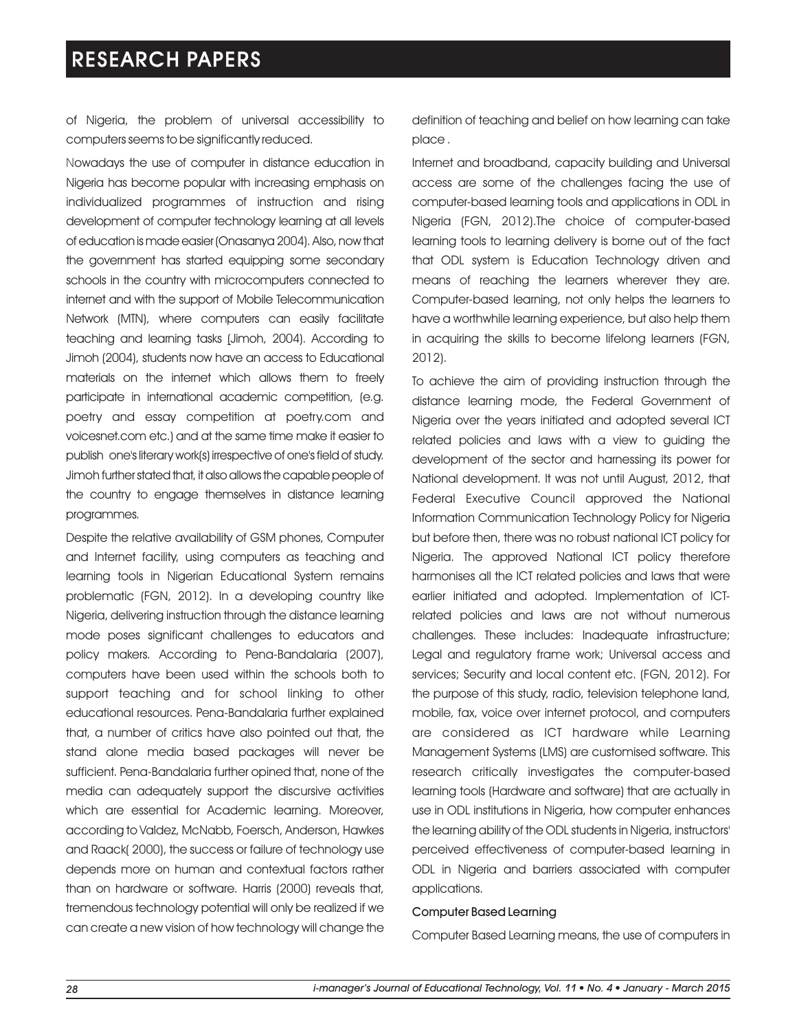of Nigeria, the problem of universal accessibility to computers seems to be significantly reduced.

Nowadays the use of computer in distance education in Nigeria has become popular with increasing emphasis on individualized programmes of instruction and rising development of computer technology learning at all levels of education is made easier (Onasanya 2004). Also, now that the government has started equipping some secondary schools in the country with microcomputers connected to internet and with the support of Mobile Telecommunication Network (MTN), where computers can easily facilitate teaching and learning tasks (Jimoh, 2004). According to Jimoh (2004), students now have an access to Educational materials on the internet which allows them to freely participate in international academic competition, (e.g. poetry and essay competition at poetry.com and voicesnet.com etc.) and at the same time make it easier to publish one's literary work(s) irrespective of one's field of study. Jimoh further stated that, it also allows the capable people of the country to engage themselves in distance learning programmes.

Despite the relative availability of GSM phones, Computer and Internet facility, using computers as teaching and learning tools in Nigerian Educational System remains problematic (FGN, 2012). In a developing country like Nigeria, delivering instruction through the distance learning mode poses significant challenges to educators and policy makers. According to Pena-Bandalaria (2007), computers have been used within the schools both to support teaching and for school linking to other educational resources. Pena-Bandalaria further explained that, a number of critics have also pointed out that, the stand alone media based packages will never be sufficient. Pena-Bandalaria further opined that, none of the media can adequately support the discursive activities which are essential for Academic learning. Moreover, according to Valdez, McNabb, Foersch, Anderson, Hawkes and Raack( 2000), the success or failure of technology use depends more on human and contextual factors rather than on hardware or software. Harris (2000) reveals that, tremendous technology potential will only be realized if we can create a new vision of how technology will change the definition of teaching and belief on how learning can take place .

Internet and broadband, capacity building and Universal access are some of the challenges facing the use of computer-based learning tools and applications in ODL in Nigeria (FGN, 2012).The choice of computer-based learning tools to learning delivery is borne out of the fact that ODL system is Education Technology driven and means of reaching the learners wherever they are. Computer-based learning, not only helps the learners to have a worthwhile learning experience, but also help them in acquiring the skills to become lifelong learners (FGN, 2012).

To achieve the aim of providing instruction through the distance learning mode, the Federal Government of Nigeria over the years initiated and adopted several ICT related policies and laws with a view to guiding the development of the sector and harnessing its power for National development. It was not until August, 2012, that Federal Executive Council approved the National Information Communication Technology Policy for Nigeria but before then, there was no robust national ICT policy for Nigeria. The approved National ICT policy therefore harmonises all the ICT related policies and laws that were earlier initiated and adopted. Implementation of ICT-related policies and laws are not without numerous challenges. These includes: Inadequate infrastructure; Legal and regulatory frame work; Universal access and services; Security and local content etc. (FGN, 2012). For the purpose of this study, radio, television telephone land, mobile, fax, voice over internet protocol, and computers are considered as ICT hardware while Learning Management Systems (LMS) are customised software. This research critically investigates the computer-based learning tools (Hardware and software) that are actually in use in ODL institutions in Nigeria, how computer enhances the learning ability of the ODL students in Nigeria, instructors' perceived effectiveness of computer-based learning in ODL in Nigeria and barriers associated with computer applications.

### Computer Based Learning

Computer Based Learning means, the use of computers in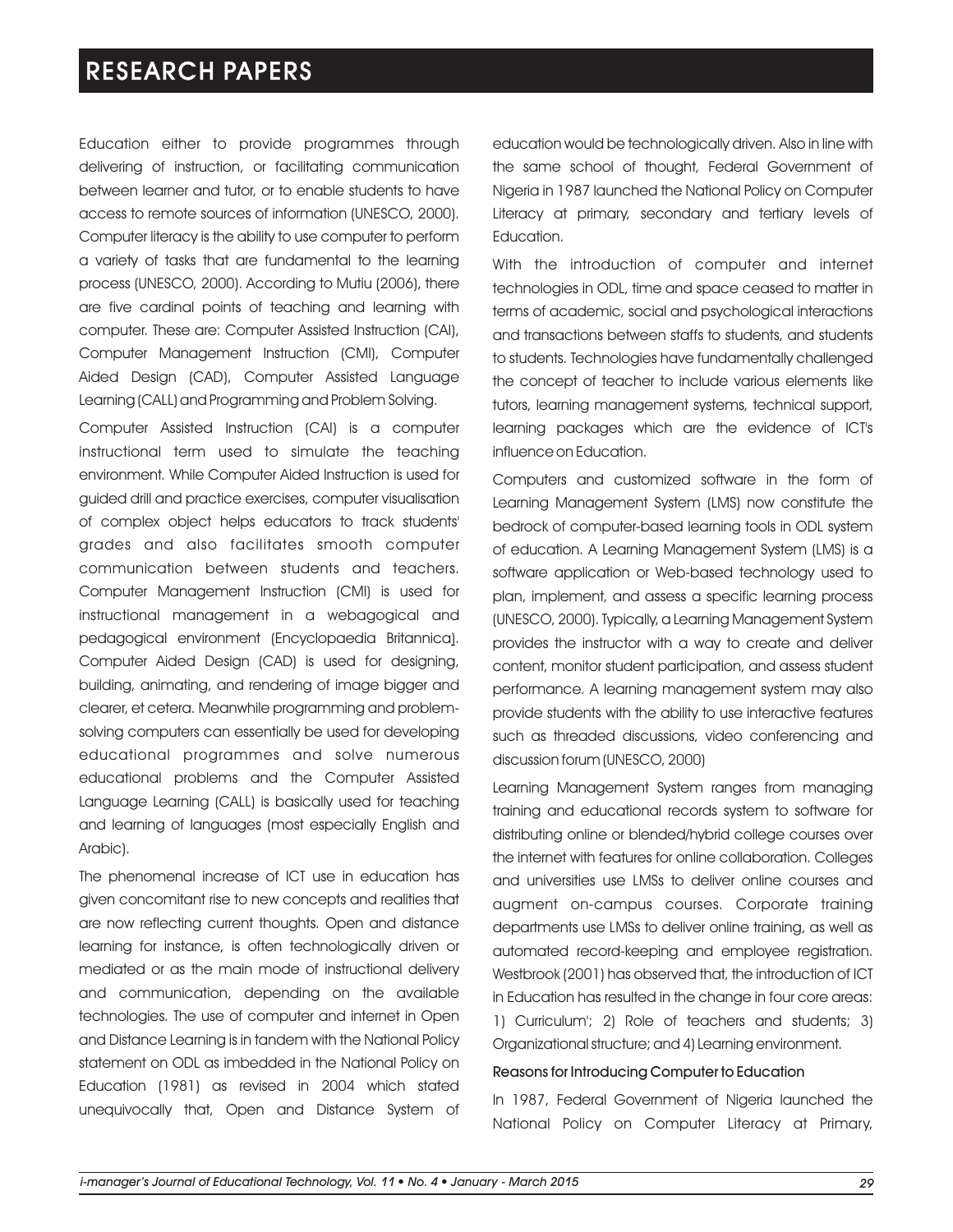Education either to provide programmes through delivering of instruction, or facilitating communication between learner and tutor, or to enable students to have access to remote sources of information (UNESCO, 2000). Computer literacy is the ability to use computer to perform a variety of tasks that are fundamental to the learning process (UNESCO, 2000). According to Mutiu (2006), there are five cardinal points of teaching and learning with computer. These are: Computer Assisted Instruction (CAI), Computer Management Instruction (CMI), Computer Aided Design (CAD), Computer Assisted Language Learning (CALL) and Programming and Problem Solving.

Computer Assisted Instruction (CAI) is a computer instructional term used to simulate the teaching environment. While Computer Aided Instruction is used for guided drill and practice exercises, computer visualisation of complex object helps educators to track students' grades and also facilitates smooth computer communication between students and teachers. Computer Management Instruction (CMI) is used for instructional management in a webagogical and pedagogical environment (Encyclopaedia Britannica). Computer Aided Design (CAD) is used for designing, building, animating, and rendering of image bigger and clearer, et cetera. Meanwhile programming and problem-solving computers can essentially be used for developing educational programmes and solve numerous educational problems and the Computer Assisted Language Learning (CALL) is basically used for teaching and learning of languages (most especially English and Arabic).

The phenomenal increase of ICT use in education has given concomitant rise to new concepts and realities that are now reflecting current thoughts. Open and distance learning for instance, is often technologically driven or mediated or as the main mode of instructional delivery and communication, depending on the available technologies. The use of computer and internet in Open and Distance Learning is in tandem with the National Policy statement on ODL as imbedded in the National Policy on Education (1981) as revised in 2004 which stated unequivocally that, Open and Distance System of education would be technologically driven. Also in line with the same school of thought, Federal Government of Nigeria in 1987 launched the National Policy on Computer Literacy at primary, secondary and tertiary levels of Education.

With the introduction of computer and internet technologies in ODL, time and space ceased to matter in terms of academic, social and psychological interactions and transactions between staffs to students, and students to students. Technologies have fundamentally challenged the concept of teacher to include various elements like tutors, learning management systems, technical support, learning packages which are the evidence of ICT's influence on Education.

Computers and customized software in the form of Learning Management System (LMS) now constitute the bedrock of computer-based learning tools in ODL system of education. A Learning Management System (LMS) is a software application or Web-based technology used to plan, implement, and assess a specific learning process (UNESCO, 2000). Typically, a Learning Management System provides the instructor with a way to create and deliver content, monitor student participation, and assess student performance. A learning management system may also provide students with the ability to use interactive features such as threaded discussions, video conferencing and discussion forum (UNESCO, 2000)

Learning Management System ranges from managing training and educational records system to software for distributing online or blended/hybrid college courses over the internet with features for online collaboration. Colleges and universities use LMSs to deliver online courses and augment on-campus courses. Corporate training departments use LMSs to deliver online training, as well as automated record-keeping and employee registration. Westbrook (2001) has observed that, the introduction of ICT in Education has resulted in the change in four core areas: 1) Curriculum'; 2) Role of teachers and students; 3) Organizational structure; and 4) Learning environment.

#### Reasons for Introducing Computer to Education

In 1987, Federal Government of Nigeria launched the National Policy on Computer Literacy at Primary,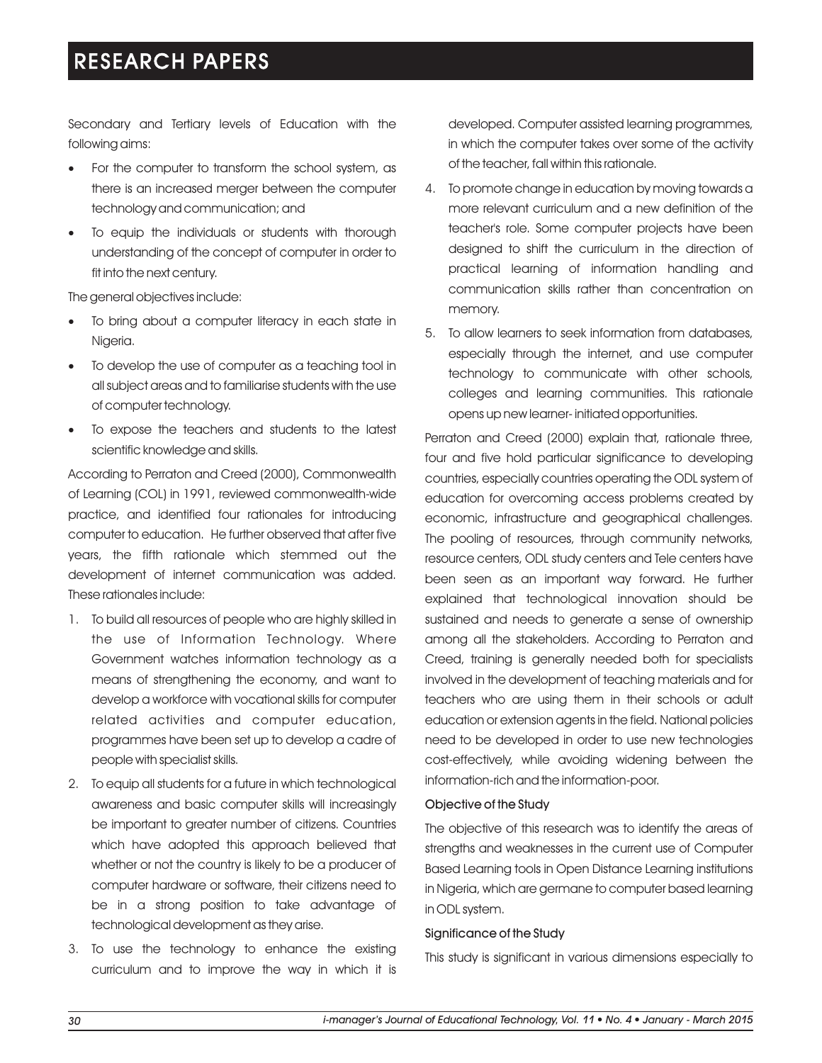Secondary and Tertiary levels of Education with the following aims:

- For the computer to transform the school system, as there is an increased merger between the computer technology and communication; and
- To equip the individuals or students with thorough understanding of the concept of computer in order to fit into the next century.

The general objectives include:

- To bring about a computer literacy in each state in Nigeria.
- To develop the use of computer as a teaching tool in all subject areas and to familiarise students with the use of computer technology.
- To expose the teachers and students to the latest scientific knowledge and skills.

According to Perraton and Creed (2000), Commonwealth of Learning (COL) in 1991, reviewed commonwealth-wide practice, and identified four rationales for introducing computer to education. He further observed that after five years, the fifth rationale which stemmed out the development of internet communication was added. These rationales include:

1. To build all resources of people who are highly skilled in the use of Information Technology. Where Government watches information technology as a means of strengthening the economy, and want to develop a workforce with vocational skills for computer related activities and computer education, programmes have been set up to develop a cadre of people with specialist skills.
2. To equip all students for a future in which technological awareness and basic computer skills will increasingly be important to greater number of citizens. Countries which have adopted this approach believed that whether or not the country is likely to be a producer of computer hardware or software, their citizens need to be in a strong position to take advantage of technological development as they arise.
3. To use the technology to enhance the existing curriculum and to improve the way in which it is developed. Computer assisted learning programmes, in which the computer takes over some of the activity of the teacher, fall within this rationale.
4. To promote change in education by moving towards a more relevant curriculum and a new definition of the teacher's role. Some computer projects have been designed to shift the curriculum in the direction of practical learning of information handling and communication skills rather than concentration on memory.
5. To allow learners to seek information from databases, especially through the internet, and use computer technology to communicate with other schools, colleges and learning communities. This rationale opens up new learner- initiated opportunities.

Perraton and Creed (2000) explain that, rationale three, four and five hold particular significance to developing countries, especially countries operating the ODL system of education for overcoming access problems created by economic, infrastructure and geographical challenges. The pooling of resources, through community networks, resource centers, ODL study centers and Tele centers have been seen as an important way forward. He further explained that technological innovation should be sustained and needs to generate a sense of ownership among all the stakeholders. According to Perraton and Creed, training is generally needed both for specialists involved in the development of teaching materials and for teachers who are using them in their schools or adult education or extension agents in the field. National policies need to be developed in order to use new technologies cost-effectively, while avoiding widening between the information-rich and the information-poor.

### Objective of the Study

The objective of this research was to identify the areas of strengths and weaknesses in the current use of Computer Based Learning tools in Open Distance Learning institutions in Nigeria, which are germane to computer based learning in ODL system.

### Significance of the Study

This study is significant in various dimensions especially to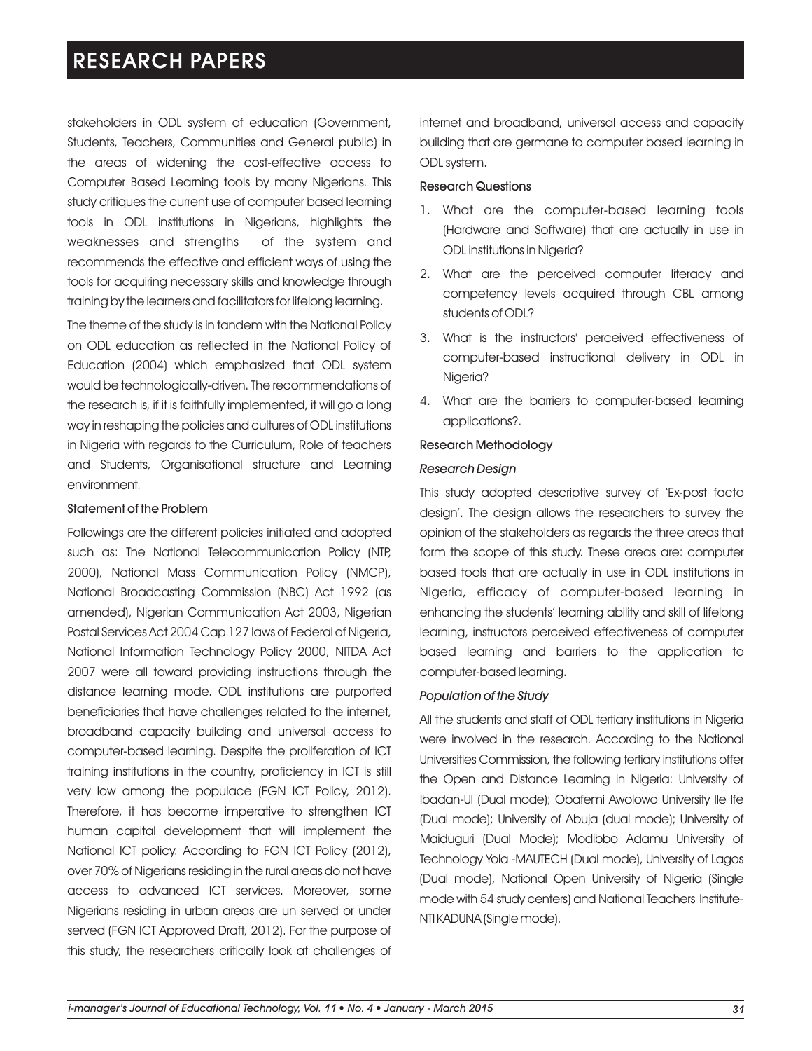stakeholders in ODL system of education (Government, Students, Teachers, Communities and General public) in the areas of widening the cost-effective access to Computer Based Learning tools by many Nigerians. This study critiques the current use of computer based learning tools in ODL institutions in Nigerians, highlights the weaknesses and strengths of the system and recommends the effective and efficient ways of using the tools for acquiring necessary skills and knowledge through training by the learners and facilitators for lifelong learning.

The theme of the study is in tandem with the National Policy on ODL education as reflected in the National Policy of Education (2004) which emphasized that ODL system would be technologically-driven. The recommendations of the research is, if it is faithfully implemented, it will go a long way in reshaping the policies and cultures of ODL institutions in Nigeria with regards to the Curriculum, Role of teachers and Students, Organisational structure and Learning environment.

### Statement of the Problem

Followings are the different policies initiated and adopted such as: The National Telecommunication Policy (NTP, 2000), National Mass Communication Policy (NMCP), National Broadcasting Commission (NBC) Act 1992 (as amended), Nigerian Communication Act 2003, Nigerian Postal Services Act 2004 Cap 127 laws of Federal of Nigeria, National Information Technology Policy 2000, NITDA Act 2007 were all toward providing instructions through the distance learning mode. ODL institutions are purported beneficiaries that have challenges related to the internet, broadband capacity building and universal access to computer-based learning. Despite the proliferation of ICT training institutions in the country, proficiency in ICT is still very low among the populace (FGN ICT Policy, 2012). Therefore, it has become imperative to strengthen ICT human capital development that will implement the National ICT policy. According to FGN ICT Policy (2012), over 70% of Nigerians residing in the rural areas do not have access to advanced ICT services. Moreover, some Nigerians residing in urban areas are un served or under served (FGN ICT Approved Draft, 2012). For the purpose of this study, the researchers critically look at challenges of internet and broadband, universal access and capacity building that are germane to computer based learning in ODL system.

### Research Questions

1. What are the computer-based learning tools (Hardware and Software) that are actually in use in ODL institutions in Nigeria?
2. What are the perceived computer literacy and competency levels acquired through CBL among students of ODL?
3. What is the instructors' perceived effectiveness of computer-based instructional delivery in ODL in Nigeria?
4. What are the barriers to computer-based learning applications?.

### Research Methodology

#### *Research Design*

This study adopted descriptive survey of 'Ex-post facto design'. The design allows the researchers to survey the opinion of the stakeholders as regards the three areas that form the scope of this study. These areas are: computer based tools that are actually in use in ODL institutions in Nigeria, efficacy of computer-based learning in enhancing the students' learning ability and skill of lifelong learning, instructors perceived effectiveness of computer based learning and barriers to the application to computer-based learning.

#### *Population of the Study*

All the students and staff of ODL tertiary institutions in Nigeria were involved in the research. According to the National Universities Commission, the following tertiary institutions offer the Open and Distance Learning in Nigeria: University of Ibadan-UI (Dual mode); Obafemi Awolowo University Ile Ife (Dual mode); University of Abuja (dual mode); University of Maiduguri (Dual Mode); Modibbo Adamu University of Technology Yola -MAUTECH (Dual mode), University of Lagos (Dual mode), National Open University of Nigeria (Single mode with 54 study centers) and National Teachers' Institute-NTI KADUNA (Single mode).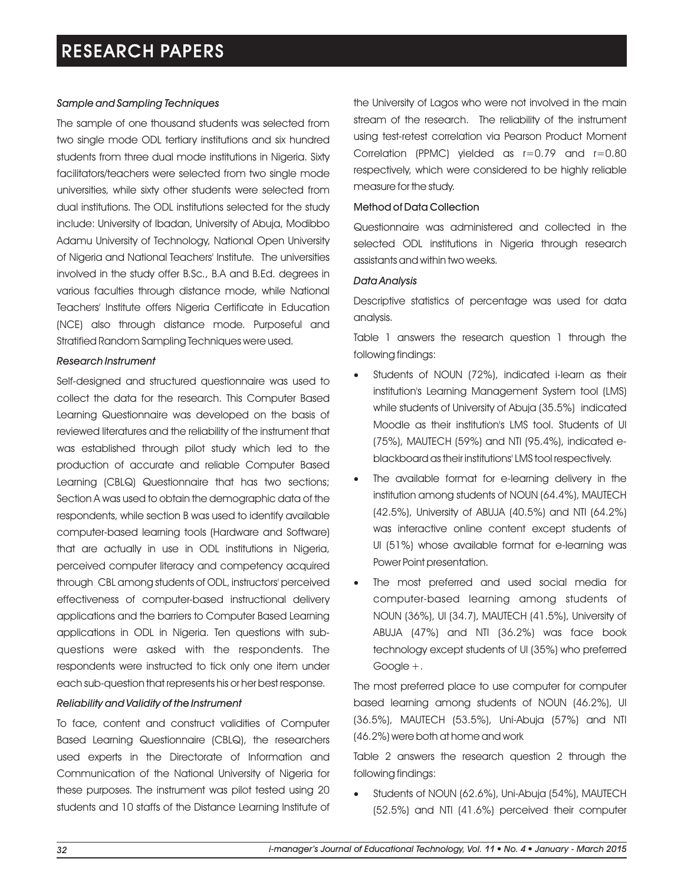*Sample and Sampling Techniques*

The sample of one thousand students was selected from two single mode ODL tertiary institutions and six hundred students from three dual mode institutions in Nigeria. Sixty facilitators/teachers were selected from two single mode universities, while sixty other students were selected from dual institutions. The ODL institutions selected for the study include: University of Ibadan, University of Abuja, Modibbo Adamu University of Technology, National Open University of Nigeria and National Teachers' Institute. The universities involved in the study offer B.Sc., B.A and B.Ed. degrees in various faculties through distance mode, while National Teachers' Institute offers Nigeria Certificate in Education (NCE) also through distance mode. Purposeful and Stratified Random Sampling Techniques were used.

*Research Instrument*

Self-designed and structured questionnaire was used to collect the data for the research. This Computer Based Learning Questionnaire was developed on the basis of reviewed literatures and the reliability of the instrument that was established through pilot study which led to the production of accurate and reliable Computer Based Learning (CBLQ) Questionnaire that has two sections; Section A was used to obtain the demographic data of the respondents, while section B was used to identify available computer-based learning tools (Hardware and Software) that are actually in use in ODL institutions in Nigeria, perceived computer literacy and competency acquired through CBL among students of ODL, instructors' perceived effectiveness of computer-based instructional delivery applications and the barriers to Computer Based Learning applications in ODL in Nigeria. Ten questions with sub-questions were asked with the respondents. The respondents were instructed to tick only one item under each sub-question that represents his or her best response.

*Reliability and Validity of the Instrument*

To face, content and construct validities of Computer Based Learning Questionnaire (CBLQ), the researchers used experts in the Directorate of Information and Communication of the National University of Nigeria for these purposes. The instrument was pilot tested using 20 students and 10 staffs of the Distance Learning Institute of the University of Lagos who were not involved in the main stream of the research. The reliability of the instrument using test-retest correlation via Pearson Product Moment Correlation (PPMC) yielded as $r=0.79$ and $r=0.80$ respectively, which were considered to be highly reliable measure for the study.

**Method of Data Collection**

Questionnaire was administered and collected in the selected ODL institutions in Nigeria through research assistants and within two weeks.

*Data Analysis*

Descriptive statistics of percentage was used for data analysis.

Table 1 answers the research question 1 through the following findings:

- Students of NOUN (72%), indicated i-learn as their institution's Learning Management System tool (LMS) while students of University of Abuja (35.5%) indicated Moodle as their institution's LMS tool. Students of UI (75%), MAUTECH (59%) and NTI (95.4%), indicated e-blackboard as their institutions' LMS tool respectively.
- The available format for e-learning delivery in the institution among students of NOUN (64.4%), MAUTECH (42.5%), University of ABUJA (40.5%) and NTI (64.2%) was interactive online content except students of UI (51%) whose available format for e-learning was Power Point presentation.
- The most preferred and used social media for computer-based learning among students of NOUN (36%), UI (34.7), MAUTECH (41.5%), University of ABUJA (47%) and NTI (36.2%) was face book technology except students of UI (35%) who preferred Google +.

The most preferred place to use computer for computer based learning among students of NOUN (46.2%), UI (36.5%), MAUTECH (53.5%), Uni-Abuja (57%) and NTI (46.2%) were both at home and work

Table 2 answers the research question 2 through the following findings:

- Students of NOUN (62.6%), Uni-Abuja (54%), MAUTECH (52.5%) and NTI (41.6%) perceived their computer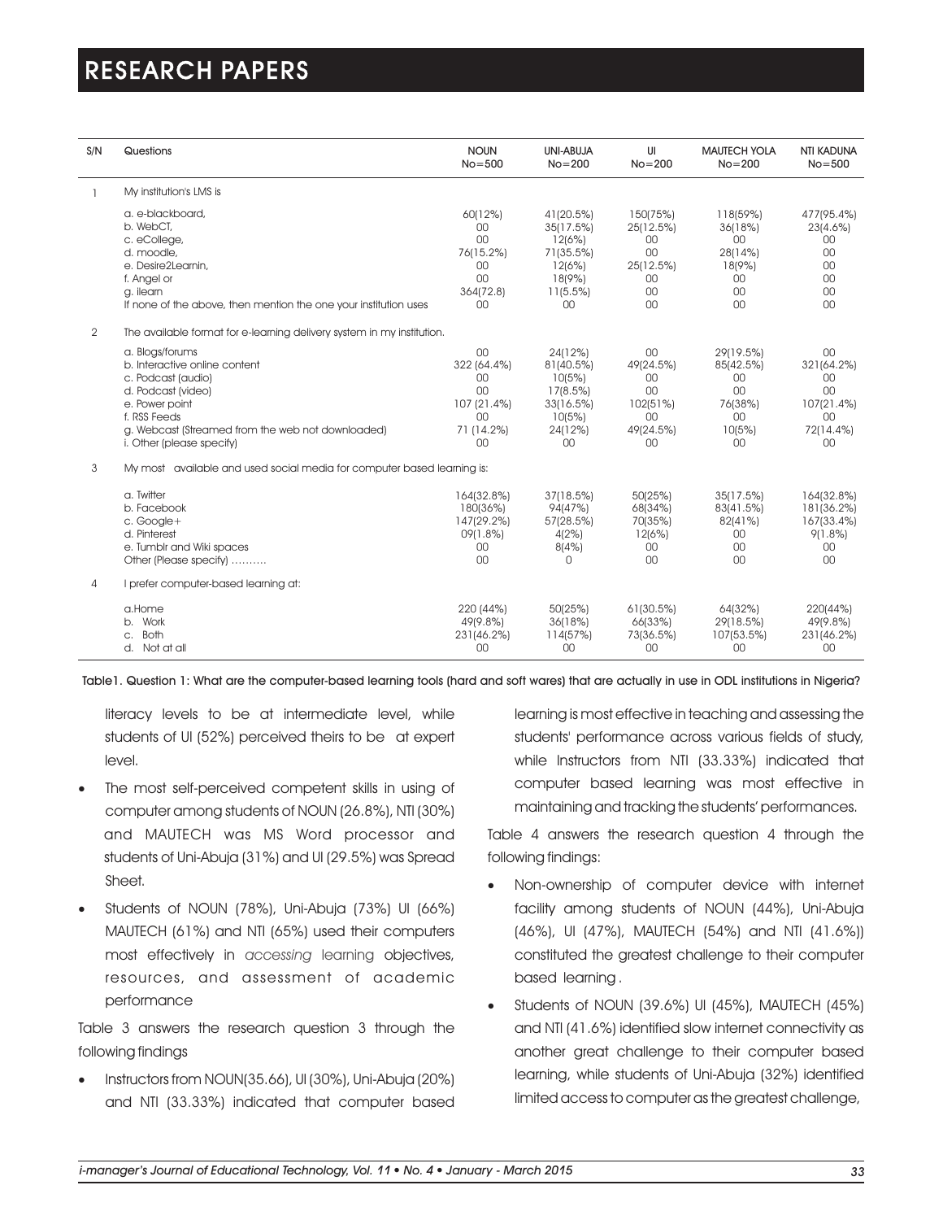| S/N | Questions | NOUN No=500 | UNI-ABUJA No=200 | UI No=200 | MAUTECH YOLA No=200 | NTI KADUNA No=500 |
|---|---|---|---|---|---|---|
| 1 | My institution's LMS is | | | | | |
| | a. e-blackboard, | 60(12%) | 41(20.5%) | 150(75%) | 118(59%) | 477(95.4%) |
| | b. WebCT, | 00 | 35(17.5%) | 25(12.5%) | 36(18%) | 23(4.6%) |
| | c. eCollege, | 00 | 12(6%) | 00 | 00 | 00 |
| | d. moodle, | 76(15.2%) | 71(35.5%) | 00 | 28(14%) | 00 |
| | e. Desire2Learnin, | 00 | 12(6%) | 25(12.5%) | 18(9%) | 00 |
| | f. Angel or | 00 | 18(9%) | 00 | 00 | 00 |
| | g. ilearn | 364(72.8) | 11(5.5%) | 00 | 00 | 00 |
| | If none of the above, then mention the one your institution uses | 00 | 00 | 00 | 00 | 00 |
| 2 | The available format for e-learning delivery system in my institution. | | | | | |
| | a. Blogs/forums | 00 | 24(12%) | 00 | 29(19.5%) | 00 |
| | b. Interactive online content | 322 (64.4%) | 81(40.5%) | 49(24.5%) | 85(42.5%) | 321(64.2%) |
| | c. Podcast (audio) | 00 | 10(5%) | 00 | 00 | 00 |
| | d. Podcast (video) | 00 | 17(8.5%) | 00 | 00 | 00 |
| | e. Power point | 107 (21.4%) | 33(16.5%) | 102(51%) | 76(38%) | 107(21.4%) |
| | f. RSS Feeds | 00 | 10(5%) | 00 | 00 | 00 |
| | g. Webcast (Streamed from the web not downloaded) | 71 (14.2%) | 24(12%) | 49(24.5%) | 10(5%) | 72(14.4%) |
| | i. Other (please specify) | 00 | 00 | 00 | 00 | 00 |
| 3 | My most available and used social media for computer based learning is: | | | | | |
| | a. Twitter | 164(32.8%) | 37(18.5%) | 50(25%) | 35(17.5%) | 164(32.8%) |
| | b. Facebook | 180(36%) | 94(47%) | 68(34%) | 83(41.5%) | 181(36.2%) |
| | c. Google+ | 147(29.2%) | 57(28.5%) | 70(35%) | 82(41%) | 167(33.4%) |
| | d. Pinterest | 09(1.8%) | 4(2%) | 12(6%) | 00 | 9(1.8%) |
| | e. Tumblr and Wiki spaces | 00 | 8(4%) | 00 | 00 | 00 |
| | Other (Please specify) .......... | 00 | 0 | 00 | 00 | 00 |
| 4 | I prefer computer-based learning at: | | | | | |
| | a. Home | 220 (44%) | 50(25%) | 61(30.5%) | 64(32%) | 220(44%) |
| | b. Work | 49(9.8%) | 36(18%) | 66(33%) | 29(18.5%) | 49(9.8%) |
| | c. Both | 231(46.2%) | 114(57%) | 73(36.5%) | 107(53.5%) | 231(46.2%) |
| | d. Not at all | 00 | 00 | 00 | 00 | 00 |

Table1. Question 1: What are the computer-based learning tools (hard and soft wares) that are actually in use in ODL institutions in Nigeria?

literacy levels to be at intermediate level, while students of UI (52%) perceived theirs to be at expert level.

- The most self-perceived competent skills in using of computer among students of NOUN (26.8%), NTI (30%) and MAUTECH was MS Word processor and students of Uni-Abuja (31%) and UI (29.5%) was Spread Sheet.
- Students of NOUN (78%), Uni-Abuja (73%) UI (66%) MAUTECH (61%) and NTI (65%) used their computers most effectively in *accessing* learning objectives, resources, and assessment of academic performance

Table 3 answers the research question 3 through the following findings

- Instructors from NOUN(35.66), UI (30%), Uni-Abuja (20%) and NTI (33.33%) indicated that computer based learning is most effective in teaching and assessing the students' performance across various fields of study, while Instructors from NTI (33.33%) indicated that computer based learning was most effective in maintaining and tracking the students' performances.

Table 4 answers the research question 4 through the following findings:

- Non-ownership of computer device with internet facility among students of NOUN (44%), Uni-Abuja (46%), UI (47%), MAUTECH (54%) and NTI (41.6%)) constituted the greatest challenge to their computer based learning .
- Students of NOUN (39.6%) UI (45%), MAUTECH (45%) and NTI (41.6%) identified slow internet connectivity as another great challenge to their computer based learning, while students of Uni-Abuja (32%) identified limited access to computer as the greatest challenge,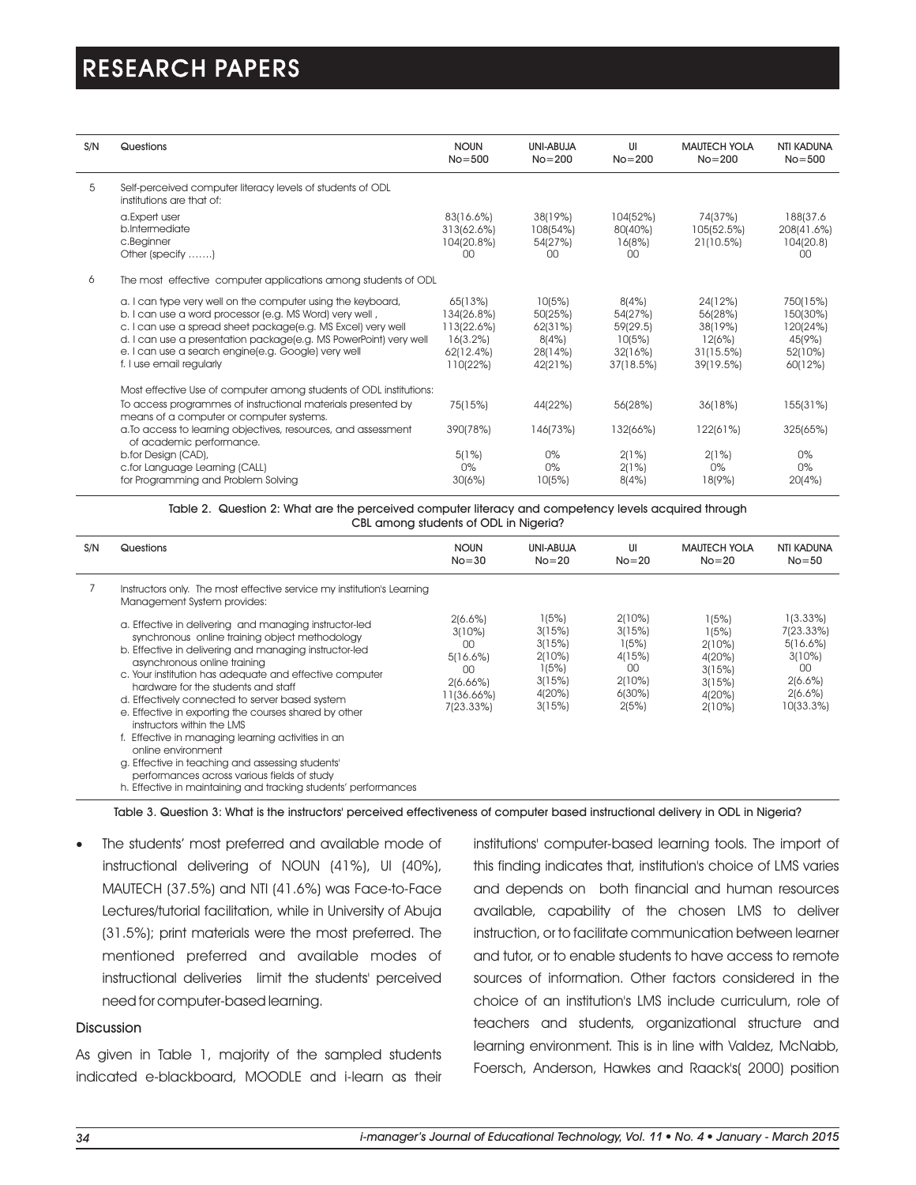| S/N | Questions | NOUN No=500 | UNI-ABUJA No=200 | UI No=200 | MAUTECH YOLA No=200 | NTI KADUNA No=500 |
|---|---|---|---|---|---|---|
| 5 | Self-perceived computer literacy levels of students of ODL institutions are that of: | | | | | |
| | a.Expert user | 83(16.6%) | 38(19%) | 104(52%) | 74(37%) | 188(37.6 |
| | b.Intermediate | 313(62.6%) | 108(54%) | 80(40%) | 105(52.5%) | 208(41.6%) |
| | c.Beginner | 104(20.8%) | 54(27%) | 16(8%) | 21(10.5%) | 104(20.8) |
| | Other (specify …….) | 00 | 00 | 00 | | 00 |
| 6 | The most effective computer applications among students of ODL | | | | | |
| | a. I can type very well on the computer using the keyboard, | 65(13%) | 10(5%) | 8(4%) | 24(12%) | 750(15%) |
| | b. I can use a word processor (e.g. MS Word) very well , | 134(26.8%) | 50(25%) | 54(27%) | 56(28%) | 150(30%) |
| | c. I can use a spread sheet package(e.g. MS Excel) very well | 113(22.6%) | 62(31%) | 59(29.5) | 38(19%) | 120(24%) |
| | d. I can use a presentation package(e.g. MS PowerPoint) very well | 16(3.2%) | 8(4%) | 10(5%) | 12(6%) | 45(9%) |
| | e. I can use a search engine(e.g. Google) very well | 62(12.4%) | 28(14%) | 32(16%) | 31(15.5%) | 52(10%) |
| | f. I use email regularly | 110(22%) | 42(21%) | 37(18.5%) | 39(19.5%) | 60(12%) |
| | Most effective Use of computer among students of ODL institutions: | | | | | |
| | To access programmes of instructional materials presented by means of a computer or computer systems. | 75(15%) | 44(22%) | 56(28%) | 36(18%) | 155(31%) |
| | a.To access to learning objectives, resources, and assessment of academic performance. | 390(78%) | 146(73%) | 132(66%) | 122(61%) | 325(65%) |
| | b.for Design (CAD), | 5(1%) | 0% | 2(1%) | 2(1%) | 0% |
| | c.for Language Learning (CALL) | 0% | 0% | 2(1%) | 0% | 0% |
| | for Programming and Problem Solving | 30(6%) | 10(5%) | 8(4%) | 18(9%) | 20(4%) |

Table 2. Question 2: What are the perceived computer literacy and competency levels acquired through CBL among students of ODL in Nigeria?

| S/N | Questions | NOUN No=30 | UNI-ABUJA No=20 | UI No=20 | MAUTECH YOLA No=20 | NTI KADUNA No=50 |
|---|---|---|---|---|---|---|
| 7 | Instructors only. The most effective service my institution's Learning Management System provides: | | | | | |
| | a. Effective in delivering and managing instructor-led synchronous online training object methodology | 2(6.6%) | 1(5%) | 2(10%) | 1(5%) | 1(3.33%) |
| | b. Effective in delivering and managing instructor-led asynchronous online training | 3(10%) | 3(15%) | 3(15%) | 1(5%) | 7(23.33%) |
| | c. Your institution has adequate and effective computer hardware for the students and staff | 00 | 3(15%) | 1(5%) | 2(10%) | 5(16.6%) |
| | d. Effectively connected to server based system | 5(16.6%) | 2(10%) | 4(15%) | 4(20%) | 3(10%) |
| | e. Effective in exporting the courses shared by other instructors within the LMS | 00 | 1(5%) | 00 | 3(15%) | 00 |
| | f. Effective in managing learning activities in an online environment | 2(6.66%) | 3(15%) | 2(10%) | 3(15%) | 2(6.6%) |
| | g. Effective in teaching and assessing students' performances across various fields of study | 11(36.66%) | 4(20%) | 6(30%) | 4(20%) | 2(6.6%) |
| | h. Effective in maintaining and tracking students' performances | 7(23.33%) | 3(15%) | 2(5%) | 2(10%) | 10(33.3%) |

Table 3. Question 3: What is the instructors' perceived effectiveness of computer based instructional delivery in ODL in Nigeria?

- The students' most preferred and available mode of instructional delivering of NOUN (41%), UI (40%), MAUTECH (37.5%) and NTI (41.6%) was Face-to-Face Lectures/tutorial facilitation, while in University of Abuja (31.5%); print materials were the most preferred. The mentioned preferred and available modes of instructional deliveries limit the students' perceived need for computer-based learning.

### Discussion

As given in Table 1, majority of the sampled students indicated e-blackboard, MOODLE and i-learn as their institutions' computer-based learning tools. The import of this finding indicates that, institution's choice of LMS varies and depends on both financial and human resources available, capability of the chosen LMS to deliver instruction, or to facilitate communication between learner and tutor, or to enable students to have access to remote sources of information. Other factors considered in the choice of an institution's LMS include curriculum, role of teachers and students, organizational structure and learning environment. This is in line with Valdez, McNabb, Foersch, Anderson, Hawkes and Raack's( 2000) position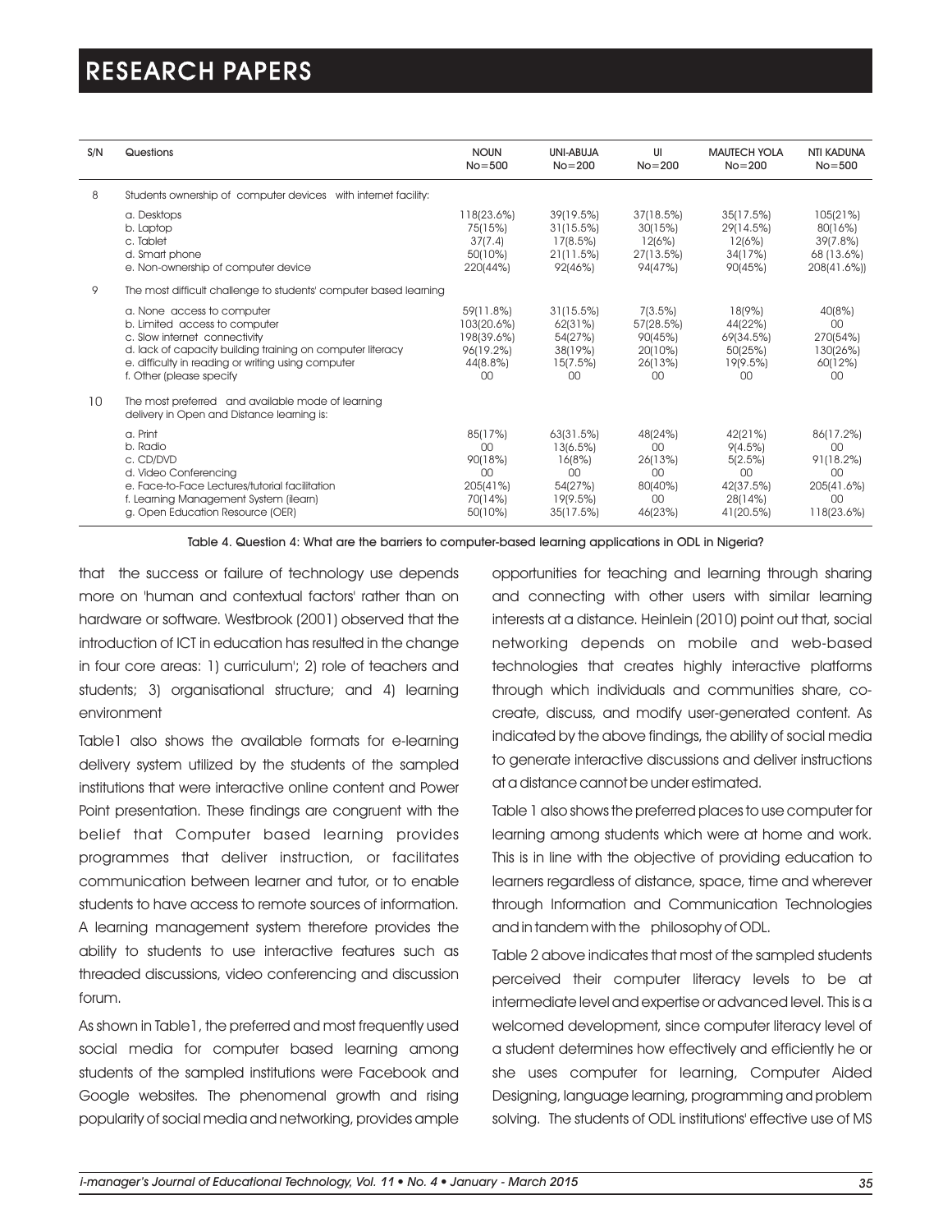| S/N | Questions | NOUN No=500 | UNI-ABUJA No=200 | UI No=200 | MAUTECH YOLA No=200 | NTI KADUNA No=500 |
|---|---|---|---|---|---|---|
| 8 | Students ownership of computer devices with internet facility: | | | | | |
| | a. Desktops | 118(23.6%) | 39(19.5%) | 37(18.5%) | 35(17.5%) | 105(21%) |
| | b. Laptop | 75(15%) | 31(15.5%) | 30(15%) | 29(14.5%) | 80(16%) |
| | c. Tablet | 37(7.4) | 17(8.5%) | 12(6%) | 12(6%) | 39(7.8%) |
| | d. Smart phone | 50(10%) | 21(11.5%) | 27(13.5%) | 34(17%) | 68 (13.6%) |
| | e. Non-ownership of computer device | 220(44%) | 92(46%) | 94(47%) | 90(45%) | 208(41.6%)) |
| 9 | The most difficult challenge to students' computer based learning | | | | | |
| | a. None access to computer | 59(11.8%) | 31(15.5%) | 7(3.5%) | 18(9%) | 40(8%) |
| | b. Limited access to computer | 103(20.6%) | 62(31%) | 57(28.5%) | 44(22%) | 00 |
| | c. Slow internet connectivity | 198(39.6%) | 54(27%) | 90(45%) | 69(34.5%) | 270(54%) |
| | d. lack of capacity building training on computer literacy | 96(19.2%) | 38(19%) | 20(10%) | 50(25%) | 130(26%) |
| | e. difficulty in reading or writing using computer | 44(8.8%) | 15(7.5%) | 26(13%) | 19(9.5%) | 60(12%) |
| | f. Other (please specify | 00 | 00 | 00 | 00 | 00 |
| 10 | The most preferred and available mode of learning delivery in Open and Distance learning is: | | | | | |
| | a. Print | 85(17%) | 63(31.5%) | 48(24%) | 42(21%) | 86(17.2%) |
| | b. Radio | 00 | 13(6.5%) | 00 | 9(4.5%) | 00 |
| | c. CD/DVD | 90(18%) | 16(8%) | 26(13%) | 5(2.5%) | 91(18.2%) |
| | d. Video Conferencing | 00 | 00 | 00 | 00 | 00 |
| | e. Face-to-Face Lectures/tutorial facilitation | 205(41%) | 54(27%) | 80(40%) | 42(37.5%) | 205(41.6%) |
| | f. Learning Management System (ilearn) | 70(14%) | 19(9.5%) | 00 | 28(14%) | 00 |
| | g. Open Education Resource (OER) | 50(10%) | 35(17.5%) | 46(23%) | 41(20.5%) | 118(23.6%) |

Table 4. Question 4: What are the barriers to computer-based learning applications in ODL in Nigeria?

that the success or failure of technology use depends more on 'human and contextual factors' rather than on hardware or software. Westbrook (2001) observed that the introduction of ICT in education has resulted in the change in four core areas: 1) curriculum'; 2) role of teachers and students; 3) organisational structure; and 4) learning environment

Table1 also shows the available formats for e-learning delivery system utilized by the students of the sampled institutions that were interactive online content and Power Point presentation. These findings are congruent with the belief that Computer based learning provides programmes that deliver instruction, or facilitates communication between learner and tutor, or to enable students to have access to remote sources of information. A learning management system therefore provides the ability to students to use interactive features such as threaded discussions, video conferencing and discussion forum.

As shown in Table1, the preferred and most frequently used social media for computer based learning among students of the sampled institutions were Facebook and Google websites. The phenomenal growth and rising popularity of social media and networking, provides ample opportunities for teaching and learning through sharing and connecting with other users with similar learning interests at a distance. Heinlein (2010) point out that, social networking depends on mobile and web-based technologies that creates highly interactive platforms through which individuals and communities share, co-create, discuss, and modify user-generated content. As indicated by the above findings, the ability of social media to generate interactive discussions and deliver instructions at a distance cannot be under estimated.

Table 1 also shows the preferred places to use computer for learning among students which were at home and work. This is in line with the objective of providing education to learners regardless of distance, space, time and wherever through Information and Communication Technologies and in tandem with the philosophy of ODL.

Table 2 above indicates that most of the sampled students perceived their computer literacy levels to be at intermediate level and expertise or advanced level. This is a welcomed development, since computer literacy level of a student determines how effectively and efficiently he or she uses computer for learning, Computer Aided Designing, language learning, programming and problem solving. The students of ODL institutions' effective use of MS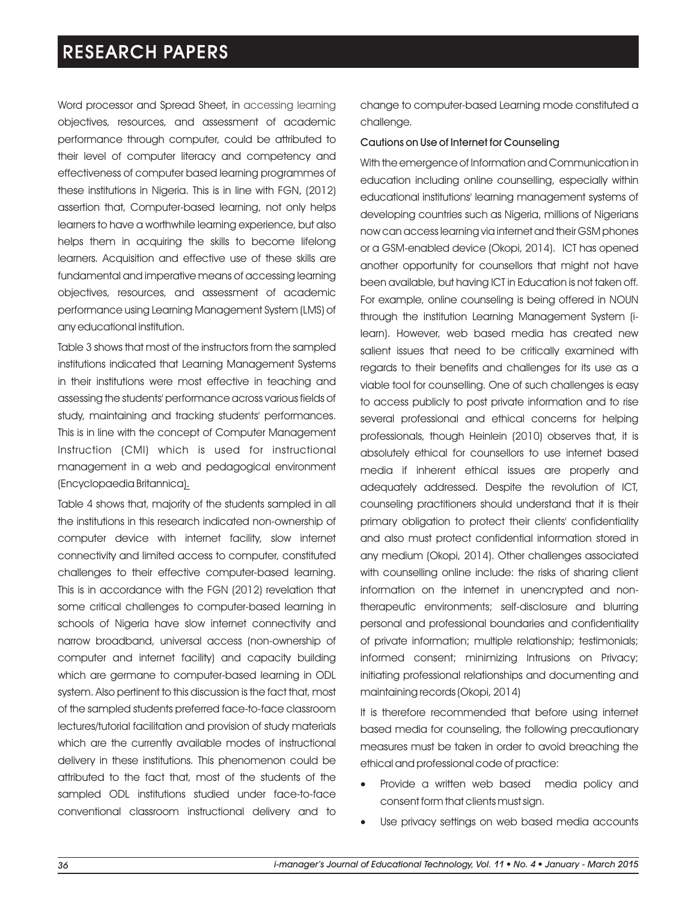Word processor and Spread Sheet, in accessing learning objectives, resources, and assessment of academic performance through computer, could be attributed to their level of computer literacy and competency and effectiveness of computer based learning programmes of these institutions in Nigeria. This is in line with FGN, (2012) assertion that, Computer-based learning, not only helps learners to have a worthwhile learning experience, but also helps them in acquiring the skills to become lifelong learners. Acquisition and effective use of these skills are fundamental and imperative means of accessing learning objectives, resources, and assessment of academic performance using Learning Management System (LMS) of any educational institution.

Table 3 shows that most of the instructors from the sampled institutions indicated that Learning Management Systems in their institutions were most effective in teaching and assessing the students' performance across various fields of study, maintaining and tracking students' performances. This is in line with the concept of Computer Management Instruction (CMI) which is used for instructional management in a web and pedagogical environment (Encyclopaedia Britannica).

Table 4 shows that, majority of the students sampled in all the institutions in this research indicated non-ownership of computer device with internet facility, slow internet connectivity and limited access to computer, constituted challenges to their effective computer-based learning. This is in accordance with the FGN (2012) revelation that some critical challenges to computer-based learning in schools of Nigeria have slow internet connectivity and narrow broadband, universal access (non-ownership of computer and internet facility) and capacity building which are germane to computer-based learning in ODL system. Also pertinent to this discussion is the fact that, most of the sampled students preferred face-to-face classroom lectures/tutorial facilitation and provision of study materials which are the currently available modes of instructional delivery in these institutions. This phenomenon could be attributed to the fact that, most of the students of the sampled ODL institutions studied under face-to-face conventional classroom instructional delivery and to change to computer-based Learning mode constituted a challenge.

### Cautions on Use of Internet for Counseling

With the emergence of Information and Communication in education including online counselling, especially within educational institutions' learning management systems of developing countries such as Nigeria, millions of Nigerians now can access learning via internet and their GSM phones or a GSM-enabled device (Okopi, 2014). ICT has opened another opportunity for counsellors that might not have been available, but having ICT in Education is not taken off. For example, online counseling is being offered in NOUN through the institution Learning Management System (i-learn). However, web based media has created new salient issues that need to be critically examined with regards to their benefits and challenges for its use as a viable tool for counselling. One of such challenges is easy to access publicly to post private information and to rise several professional and ethical concerns for helping professionals, though Heinlein (2010) observes that, it is absolutely ethical for counsellors to use internet based media if inherent ethical issues are properly and adequately addressed. Despite the revolution of ICT, counseling practitioners should understand that it is their primary obligation to protect their clients' confidentiality and also must protect confidential information stored in any medium (Okopi, 2014). Other challenges associated with counselling online include: the risks of sharing client information on the internet in unencrypted and non-therapeutic environments; self-disclosure and blurring personal and professional boundaries and confidentiality of private information; multiple relationship; testimonials; informed consent; minimizing Intrusions on Privacy; initiating professional relationships and documenting and maintaining records (Okopi, 2014)

It is therefore recommended that before using internet based media for counseling, the following precautionary measures must be taken in order to avoid breaching the ethical and professional code of practice:

- Provide a written web based media policy and consent form that clients must sign.
- Use privacy settings on web based media accounts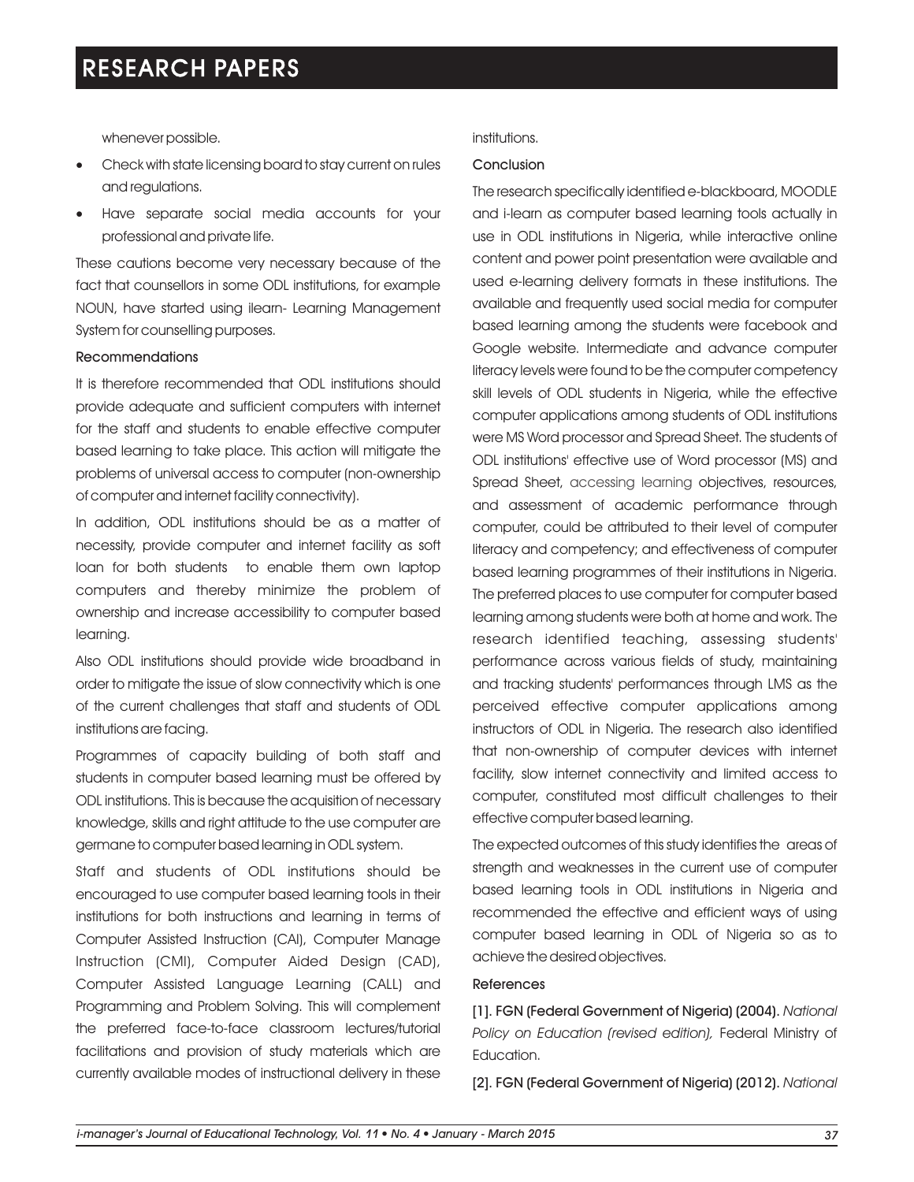whenever possible.

- Check with state licensing board to stay current on rules and regulations.
- Have separate social media accounts for your professional and private life.

These cautions become very necessary because of the fact that counsellors in some ODL institutions, for example NOUN, have started using ilearn- Learning Management System for counselling purposes.

### Recommendations

It is therefore recommended that ODL institutions should provide adequate and sufficient computers with internet for the staff and students to enable effective computer based learning to take place. This action will mitigate the problems of universal access to computer (non-ownership of computer and internet facility connectivity).

In addition, ODL institutions should be as a matter of necessity, provide computer and internet facility as soft loan for both students to enable them own laptop computers and thereby minimize the problem of ownership and increase accessibility to computer based learning.

Also ODL institutions should provide wide broadband in order to mitigate the issue of slow connectivity which is one of the current challenges that staff and students of ODL institutions are facing.

Programmes of capacity building of both staff and students in computer based learning must be offered by ODL institutions. This is because the acquisition of necessary knowledge, skills and right attitude to the use computer are germane to computer based learning in ODL system.

Staff and students of ODL institutions should be encouraged to use computer based learning tools in their institutions for both instructions and learning in terms of Computer Assisted Instruction (CAI), Computer Manage Instruction (CMI), Computer Aided Design (CAD), Computer Assisted Language Learning (CALL) and Programming and Problem Solving. This will complement the preferred face-to-face classroom lectures/tutorial facilitations and provision of study materials which are currently available modes of instructional delivery in these institutions.

### Conclusion

The research specifically identified e-blackboard, MOODLE and i-learn as computer based learning tools actually in use in ODL institutions in Nigeria, while interactive online content and power point presentation were available and used e-learning delivery formats in these institutions. The available and frequently used social media for computer based learning among the students were facebook and Google website. Intermediate and advance computer literacy levels were found to be the computer competency skill levels of ODL students in Nigeria, while the effective computer applications among students of ODL institutions were MS Word processor and Spread Sheet. The students of ODL institutions' effective use of Word processor (MS) and Spread Sheet, accessing learning objectives, resources, and assessment of academic performance through computer, could be attributed to their level of computer literacy and competency; and effectiveness of computer based learning programmes of their institutions in Nigeria. The preferred places to use computer for computer based learning among students were both at home and work. The research identified teaching, assessing students' performance across various fields of study, maintaining and tracking students' performances through LMS as the perceived effective computer applications among instructors of ODL in Nigeria. The research also identified that non-ownership of computer devices with internet facility, slow internet connectivity and limited access to computer, constituted most difficult challenges to their effective computer based learning.

The expected outcomes of this study identifies the areas of strength and weaknesses in the current use of computer based learning tools in ODL institutions in Nigeria and recommended the effective and efficient ways of using computer based learning in ODL of Nigeria so as to achieve the desired objectives.

### References

[1]. FGN (Federal Government of Nigeria) (2004). *National Policy on Education (revised edition),* Federal Ministry of Education.

[2]. FGN (Federal Government of Nigeria) (2012). *National*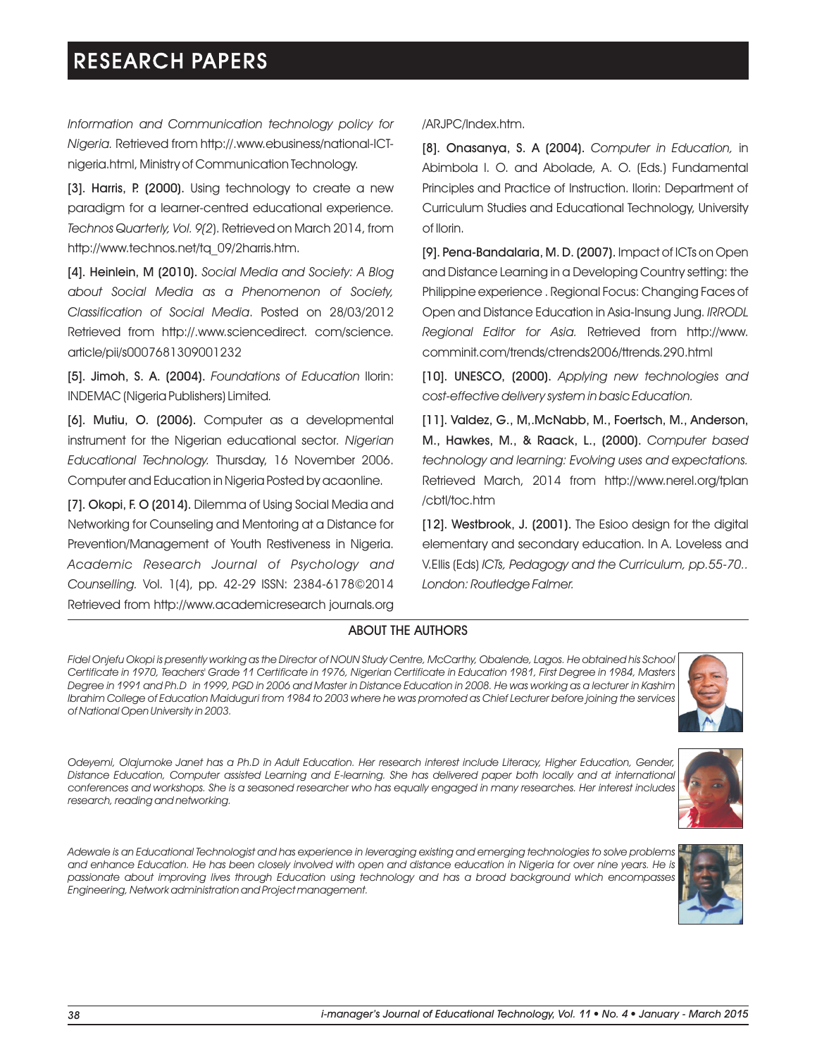*Information and Communication technology policy for Nigeria.* Retrieved from http://.www.ebusiness/national-ICT-nigeria.html, Ministry of Communication Technology.

[3]. **Harris, P. (2000).** Using technology to create a new paradigm for a learner-centred educational experience. *Technos Quarterly, Vol. 9(2*). Retrieved on March 2014, from http://www.technos.net/tq_09/2harris.htm.

[4]. **Heinlein, M (2010).** *Social Media and Society: A Blog about Social Media as a Phenomenon of Society, Classification of Social Media*. Posted on 28/03/2012 Retrieved from http://.www.sciencedirect. com/science. article/pii/s0007681309001232

[5]. **Jimoh, S. A. (2004).** *Foundations of Education* Ilorin: INDEMAC (Nigeria Publishers) Limited.

[6]. **Mutiu, O. (2006).** Computer as a developmental instrument for the Nigerian educational sector. *Nigerian Educational Technology.* Thursday, 16 November 2006. Computer and Education in Nigeria Posted by acaonline.

[7]. **Okopi, F. O (2014).** Dilemma of Using Social Media and Networking for Counseling and Mentoring at a Distance for Prevention/Management of Youth Restiveness in Nigeria. *Academic Research Journal of Psychology and Counselling.* Vol. 1(4), pp. 42-29 ISSN: 2384-6178©2014 Retrieved from http://www.academicresearch journals.org /ARJPC/Index.htm.

[8]. **Onasanya, S. A (2004).** *Computer in Education,* in Abimbola I. O. and Abolade, A. O. (Eds.) Fundamental Principles and Practice of Instruction. Ilorin: Department of Curriculum Studies and Educational Technology, University of Ilorin.

[9]. **Pena-Bandalaria, M. D. (2007).** Impact of ICTs on Open and Distance Learning in a Developing Country setting: the Philippine experience . Regional Focus: Changing Faces of Open and Distance Education in Asia-Insung Jung. *IRRODL Regional Editor for Asia.* Retrieved from http://www. comminit.com/trends/ctrends2006/ttrends.290.html

[10]. **UNESCO, (2000).** *Applying new technologies and cost-effective delivery system in basic Education.*

[11]. **Valdez, G., M,.McNabb, M., Foertsch, M., Anderson, M., Hawkes, M., & Raack, L., (2000).** *Computer based technology and learning: Evolving uses and expectations.* Retrieved March, 2014 from http://www.nerel.org/tplan /cbtl/toc.htm

[12]. **Westbrook, J. (2001).** The Esioo design for the digital elementary and secondary education. In A. Loveless and V.Ellis (Eds) *ICTs, Pedagogy and the Curriculum, pp.55-70.. London: Routledge Falmer.*

## ABOUT THE AUTHORS

*Fidel Onjefu Okopi is presently working as the Director of NOUN Study Centre, McCarthy, Obalende, Lagos. He obtained his School Certificate in 1970, Teachers' Grade 11 Certificate in 1976, Nigerian Certificate in Education 1981, First Degree in 1984, Masters Degree in 1991 and Ph.D in 1999, PGD in 2006 and Master in Distance Education in 2008. He was working as a lecturer in Kashim Ibrahim College of Education Maiduguri from 1984 to 2003 where he was promoted as Chief Lecturer before joining the services of National Open University in 2003.*

*Odeyemi, Olajumoke Janet has a Ph.D in Adult Education. Her research interest include Literacy, Higher Education, Gender, Distance Education, Computer assisted Learning and E-learning. She has delivered paper both locally and at international conferences and workshops. She is a seasoned researcher who has equally engaged in many researches. Her interest includes research, reading and networking.*

*Adewale is an Educational Technologist and has experience in leveraging existing and emerging technologies to solve problems and enhance Education. He has been closely involved with open and distance education in Nigeria for over nine years. He is passionate about improving lives through Education using technology and has a broad background which encompasses Engineering, Network administration and Project management.*